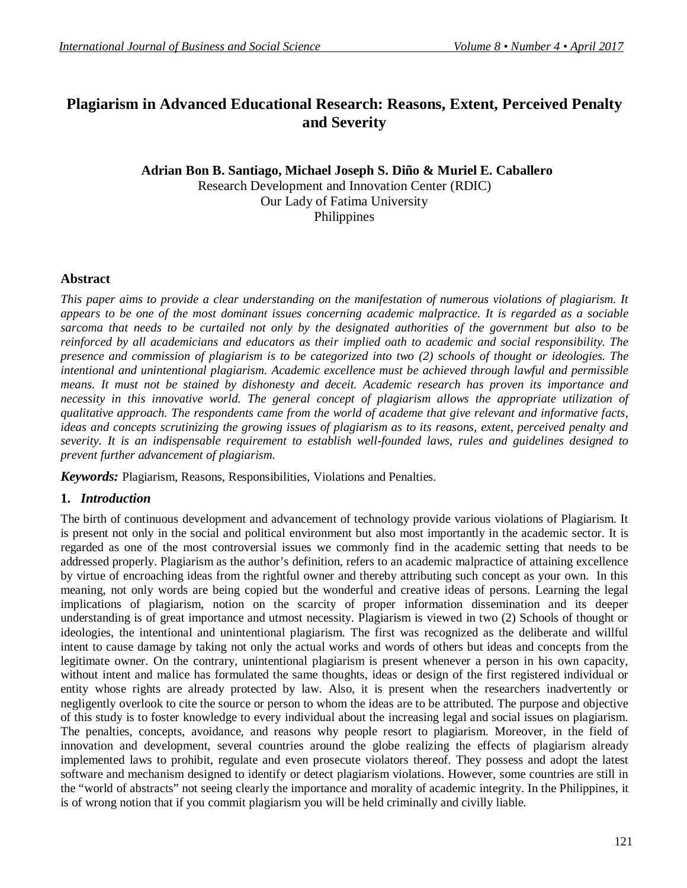# Plagiarism in Advanced Educational Research: Reasons, Extent, Perceived Penalty and Severity

**Adrian Bon B. Santiago, Michael Joseph S. Diño & Muriel E. Caballero**
Research Development and Innovation Center (RDIC)
Our Lady of Fatima University
Philippines

## Abstract

*This paper aims to provide a clear understanding on the manifestation of numerous violations of plagiarism. It appears to be one of the most dominant issues concerning academic malpractice. It is regarded as a sociable sarcoma that needs to be curtailed not only by the designated authorities of the government but also to be reinforced by all academicians and educators as their implied oath to academic and social responsibility. The presence and commission of plagiarism is to be categorized into two (2) schools of thought or ideologies. The intentional and unintentional plagiarism. Academic excellence must be achieved through lawful and permissible means. It must not be stained by dishonesty and deceit. Academic research has proven its importance and necessity in this innovative world. The general concept of plagiarism allows the appropriate utilization of qualitative approach. The respondents came from the world of academe that give relevant and informative facts, ideas and concepts scrutinizing the growing issues of plagiarism as to its reasons, extent, perceived penalty and severity. It is an indispensable requirement to establish well-founded laws, rules and guidelines designed to prevent further advancement of plagiarism.*

***Keywords:*** Plagiarism, Reasons, Responsibilities, Violations and Penalties.

## 1. *Introduction*

The birth of continuous development and advancement of technology provide various violations of Plagiarism. It is present not only in the social and political environment but also most importantly in the academic sector. It is regarded as one of the most controversial issues we commonly find in the academic setting that needs to be addressed properly. Plagiarism as the author's definition, refers to an academic malpractice of attaining excellence by virtue of encroaching ideas from the rightful owner and thereby attributing such concept as your own. In this meaning, not only words are being copied but the wonderful and creative ideas of persons. Learning the legal implications of plagiarism, notion on the scarcity of proper information dissemination and its deeper understanding is of great importance and utmost necessity. Plagiarism is viewed in two (2) Schools of thought or ideologies, the intentional and unintentional plagiarism. The first was recognized as the deliberate and willful intent to cause damage by taking not only the actual works and words of others but ideas and concepts from the legitimate owner. On the contrary, unintentional plagiarism is present whenever a person in his own capacity, without intent and malice has formulated the same thoughts, ideas or design of the first registered individual or entity whose rights are already protected by law. Also, it is present when the researchers inadvertently or negligently overlook to cite the source or person to whom the ideas are to be attributed. The purpose and objective of this study is to foster knowledge to every individual about the increasing legal and social issues on plagiarism. The penalties, concepts, avoidance, and reasons why people resort to plagiarism. Moreover, in the field of innovation and development, several countries around the globe realizing the effects of plagiarism already implemented laws to prohibit, regulate and even prosecute violators thereof. They possess and adopt the latest software and mechanism designed to identify or detect plagiarism violations. However, some countries are still in the "world of abstracts" not seeing clearly the importance and morality of academic integrity. In the Philippines, it is of wrong notion that if you commit plagiarism you will be held criminally and civilly liable.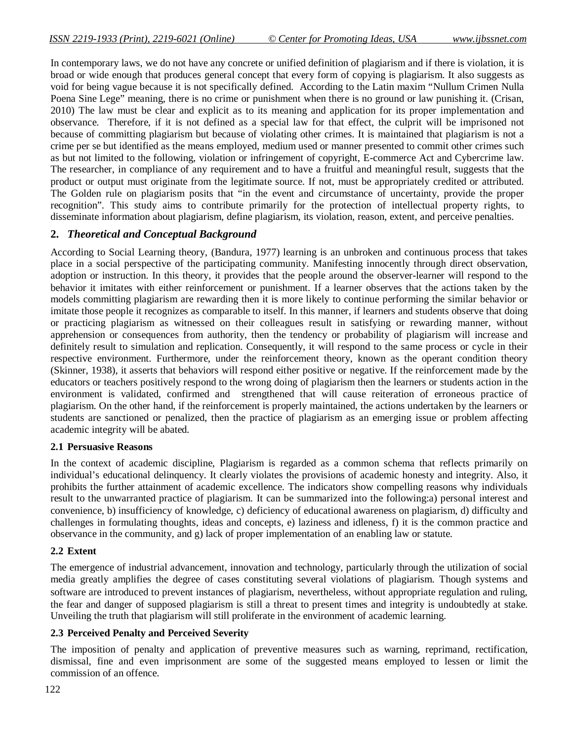In contemporary laws, we do not have any concrete or unified definition of plagiarism and if there is violation, it is broad or wide enough that produces general concept that every form of copying is plagiarism. It also suggests as void for being vague because it is not specifically defined. According to the Latin maxim "Nullum Crimen Nulla Poena Sine Lege" meaning, there is no crime or punishment when there is no ground or law punishing it. (Crisan, 2010) The law must be clear and explicit as to its meaning and application for its proper implementation and observance. Therefore, if it is not defined as a special law for that effect, the culprit will be imprisoned not because of committing plagiarism but because of violating other crimes. It is maintained that plagiarism is not a crime per se but identified as the means employed, medium used or manner presented to commit other crimes such as but not limited to the following, violation or infringement of copyright, E-commerce Act and Cybercrime law. The researcher, in compliance of any requirement and to have a fruitful and meaningful result, suggests that the product or output must originate from the legitimate source. If not, must be appropriately credited or attributed. The Golden rule on plagiarism posits that "in the event and circumstance of uncertainty, provide the proper recognition". This study aims to contribute primarily for the protection of intellectual property rights, to disseminate information about plagiarism, define plagiarism, its violation, reason, extent, and perceive penalties.

## 2. *Theoretical and Conceptual Background*

According to Social Learning theory, (Bandura, 1977) learning is an unbroken and continuous process that takes place in a social perspective of the participating community. Manifesting innocently through direct observation, adoption or instruction. In this theory, it provides that the people around the observer-learner will respond to the behavior it imitates with either reinforcement or punishment. If a learner observes that the actions taken by the models committing plagiarism are rewarding then it is more likely to continue performing the similar behavior or imitate those people it recognizes as comparable to itself. In this manner, if learners and students observe that doing or practicing plagiarism as witnessed on their colleagues result in satisfying or rewarding manner, without apprehension or consequences from authority, then the tendency or probability of plagiarism will increase and definitely result to simulation and replication. Consequently, it will respond to the same process or cycle in their respective environment. Furthermore, under the reinforcement theory, known as the operant condition theory (Skinner, 1938), it asserts that behaviors will respond either positive or negative. If the reinforcement made by the educators or teachers positively respond to the wrong doing of plagiarism then the learners or students action in the environment is validated, confirmed and strengthened that will cause reiteration of erroneous practice of plagiarism. On the other hand, if the reinforcement is properly maintained, the actions undertaken by the learners or students are sanctioned or penalized, then the practice of plagiarism as an emerging issue or problem affecting academic integrity will be abated.

### 2.1 Persuasive Reasons

In the context of academic discipline, Plagiarism is regarded as a common schema that reflects primarily on individual's educational delinquency. It clearly violates the provisions of academic honesty and integrity. Also, it prohibits the further attainment of academic excellence. The indicators show compelling reasons why individuals result to the unwarranted practice of plagiarism. It can be summarized into the following:a) personal interest and convenience, b) insufficiency of knowledge, c) deficiency of educational awareness on plagiarism, d) difficulty and challenges in formulating thoughts, ideas and concepts, e) laziness and idleness, f) it is the common practice and observance in the community, and g) lack of proper implementation of an enabling law or statute.

### 2.2 Extent

The emergence of industrial advancement, innovation and technology, particularly through the utilization of social media greatly amplifies the degree of cases constituting several violations of plagiarism. Though systems and software are introduced to prevent instances of plagiarism, nevertheless, without appropriate regulation and ruling, the fear and danger of supposed plagiarism is still a threat to present times and integrity is undoubtedly at stake. Unveiling the truth that plagiarism will still proliferate in the environment of academic learning.

### 2.3 Perceived Penalty and Perceived Severity

The imposition of penalty and application of preventive measures such as warning, reprimand, rectification, dismissal, fine and even imprisonment are some of the suggested means employed to lessen or limit the commission of an offence.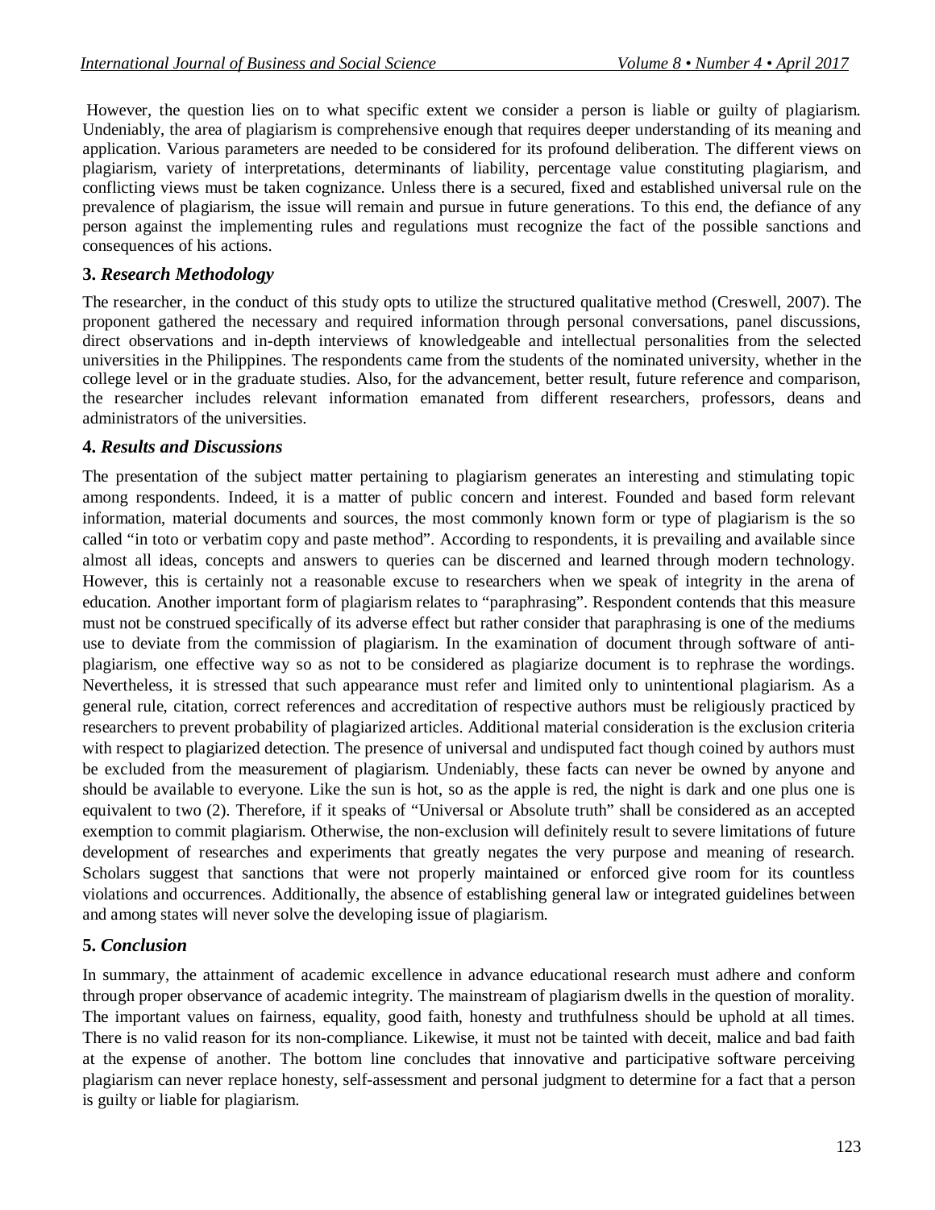However, the question lies on to what specific extent we consider a person is liable or guilty of plagiarism. Undeniably, the area of plagiarism is comprehensive enough that requires deeper understanding of its meaning and application. Various parameters are needed to be considered for its profound deliberation. The different views on plagiarism, variety of interpretations, determinants of liability, percentage value constituting plagiarism, and conflicting views must be taken cognizance. Unless there is a secured, fixed and established universal rule on the prevalence of plagiarism, the issue will remain and pursue in future generations. To this end, the defiance of any person against the implementing rules and regulations must recognize the fact of the possible sanctions and consequences of his actions.

## 3. *Research Methodology*

The researcher, in the conduct of this study opts to utilize the structured qualitative method (Creswell, 2007). The proponent gathered the necessary and required information through personal conversations, panel discussions, direct observations and in-depth interviews of knowledgeable and intellectual personalities from the selected universities in the Philippines. The respondents came from the students of the nominated university, whether in the college level or in the graduate studies. Also, for the advancement, better result, future reference and comparison, the researcher includes relevant information emanated from different researchers, professors, deans and administrators of the universities.

## 4. *Results and Discussions*

The presentation of the subject matter pertaining to plagiarism generates an interesting and stimulating topic among respondents. Indeed, it is a matter of public concern and interest. Founded and based form relevant information, material documents and sources, the most commonly known form or type of plagiarism is the so called "in toto or verbatim copy and paste method". According to respondents, it is prevailing and available since almost all ideas, concepts and answers to queries can be discerned and learned through modern technology. However, this is certainly not a reasonable excuse to researchers when we speak of integrity in the arena of education. Another important form of plagiarism relates to "paraphrasing". Respondent contends that this measure must not be construed specifically of its adverse effect but rather consider that paraphrasing is one of the mediums use to deviate from the commission of plagiarism. In the examination of document through software of anti-plagiarism, one effective way so as not to be considered as plagiarize document is to rephrase the wordings. Nevertheless, it is stressed that such appearance must refer and limited only to unintentional plagiarism. As a general rule, citation, correct references and accreditation of respective authors must be religiously practiced by researchers to prevent probability of plagiarized articles. Additional material consideration is the exclusion criteria with respect to plagiarized detection. The presence of universal and undisputed fact though coined by authors must be excluded from the measurement of plagiarism. Undeniably, these facts can never be owned by anyone and should be available to everyone. Like the sun is hot, so as the apple is red, the night is dark and one plus one is equivalent to two (2). Therefore, if it speaks of "Universal or Absolute truth" shall be considered as an accepted exemption to commit plagiarism. Otherwise, the non-exclusion will definitely result to severe limitations of future development of researches and experiments that greatly negates the very purpose and meaning of research. Scholars suggest that sanctions that were not properly maintained or enforced give room for its countless violations and occurrences. Additionally, the absence of establishing general law or integrated guidelines between and among states will never solve the developing issue of plagiarism.

## 5. *Conclusion*

In summary, the attainment of academic excellence in advance educational research must adhere and conform through proper observance of academic integrity. The mainstream of plagiarism dwells in the question of morality. The important values on fairness, equality, good faith, honesty and truthfulness should be uphold at all times. There is no valid reason for its non-compliance. Likewise, it must not be tainted with deceit, malice and bad faith at the expense of another. The bottom line concludes that innovative and participative software perceiving plagiarism can never replace honesty, self-assessment and personal judgment to determine for a fact that a person is guilty or liable for plagiarism.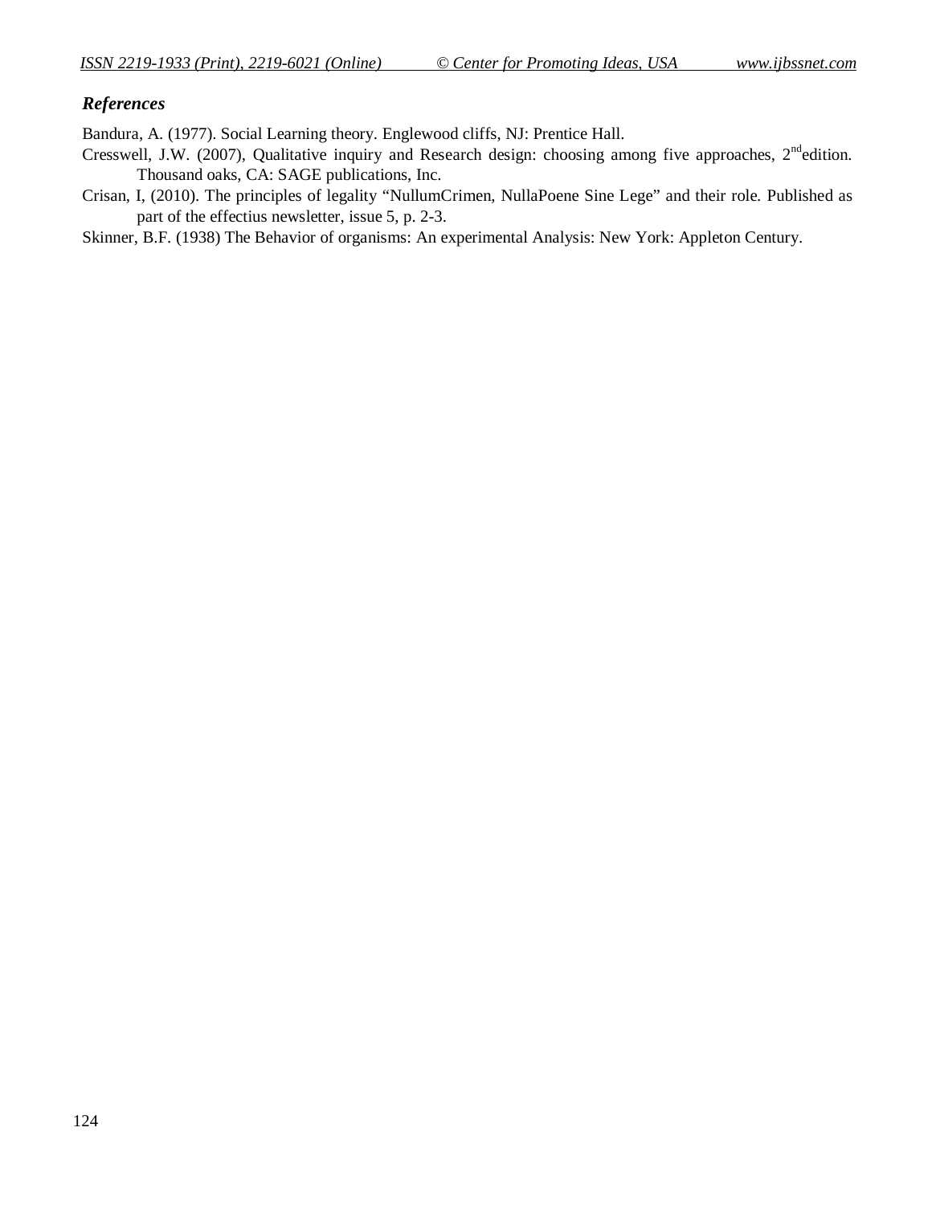### *References*

Bandura, A. (1977). Social Learning theory. Englewood cliffs, NJ: Prentice Hall.

Cresswell, J.W. (2007), Qualitative inquiry and Research design: choosing among five approaches, 2nd edition. Thousand oaks, CA: SAGE publications, Inc.

Crisan, I, (2010). The principles of legality "NullumCrimen, NullaPoene Sine Lege" and their role. Published as part of the effectius newsletter, issue 5, p. 2-3.

Skinner, B.F. (1938) The Behavior of organisms: An experimental Analysis: New York: Appleton Century.